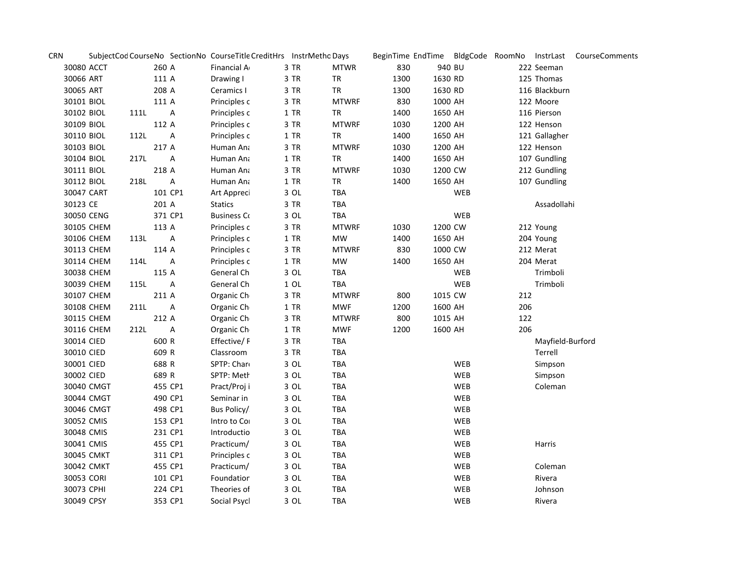| CRN | SubjectCod | CourseNo | SectionNo | CourseTitle | CreditHrs | InstrMetho | Days | BeginTime | EndTime | BldgCode | RoomNo | InstrLast | CourseComments |
|---|---|---|---|---|---|---|---|---|---|---|---|---|---|
| 30080 | ACCT | 260 | A | Financial A | 3 | TR | MTWR | 830 | 940 | BU | 222 | Seeman | |
| 30066 | ART | 111 | A | Drawing I | 3 | TR | TR | 1300 | 1630 | RD | 125 | Thomas | |
| 30065 | ART | 208 | A | Ceramics I | 3 | TR | TR | 1300 | 1630 | RD | 116 | Blackburn | |
| 30101 | BIOL | 111 | A | Principles c | 3 | TR | MTWRF | 830 | 1000 | AH | 122 | Moore | |
| 30102 | BIOL | 111L | A | Principles c | 1 | TR | TR | 1400 | 1650 | AH | 116 | Pierson | |
| 30109 | BIOL | 112 | A | Principles c | 3 | TR | MTWRF | 1030 | 1200 | AH | 122 | Henson | |
| 30110 | BIOL | 112L | A | Principles c | 1 | TR | TR | 1400 | 1650 | AH | 121 | Gallagher | |
| 30103 | BIOL | 217 | A | Human Ana | 3 | TR | MTWRF | 1030 | 1200 | AH | 122 | Henson | |
| 30104 | BIOL | 217L | A | Human Ana | 1 | TR | TR | 1400 | 1650 | AH | 107 | Gundling | |
| 30111 | BIOL | 218 | A | Human Ana | 3 | TR | MTWRF | 1030 | 1200 | CW | 212 | Gundling | |
| 30112 | BIOL | 218L | A | Human Ana | 1 | TR | TR | 1400 | 1650 | AH | 107 | Gundling | |
| 30047 | CART | 101 | CP1 | Art Appreci | 3 | OL | TBA | | | WEB | | | |
| 30123 | CE | 201 | A | Statics | 3 | TR | TBA | | | | | Assadollahi | |
| 30050 | CENG | 371 | CP1 | Business Co | 3 | OL | TBA | | | WEB | | | |
| 30105 | CHEM | 113 | A | Principles c | 3 | TR | MTWRF | 1030 | 1200 | CW | 212 | Young | |
| 30106 | CHEM | 113L | A | Principles c | 1 | TR | MW | 1400 | 1650 | AH | 204 | Young | |
| 30113 | CHEM | 114 | A | Principles c | 3 | TR | MTWRF | 830 | 1000 | CW | 212 | Merat | |
| 30114 | CHEM | 114L | A | Principles c | 1 | TR | MW | 1400 | 1650 | AH | 204 | Merat | |
| 30038 | CHEM | 115 | A | General Ch | 3 | OL | TBA | | | WEB | | Trimboli | |
| 30039 | CHEM | 115L | A | General Ch | 1 | OL | TBA | | | WEB | | Trimboli | |
| 30107 | CHEM | 211 | A | Organic Ch | 3 | TR | MTWRF | 800 | 1015 | CW | 212 | | |
| 30108 | CHEM | 211L | A | Organic Ch | 1 | TR | MWF | 1200 | 1600 | AH | 206 | | |
| 30115 | CHEM | 212 | A | Organic Ch | 3 | TR | MTWRF | 800 | 1015 | AH | 122 | | |
| 30116 | CHEM | 212L | A | Organic Ch | 1 | TR | MWF | 1200 | 1600 | AH | 206 | | |
| 30014 | CIED | 600 | R | Effective/ F | 3 | TR | TBA | | | | | Mayfield-Burford | |
| 30010 | CIED | 609 | R | Classroom | 3 | TR | TBA | | | | | Terrell | |
| 30001 | CIED | 688 | R | SPTP: Chara | 3 | OL | TBA | | | WEB | | Simpson | |
| 30002 | CIED | 689 | R | SPTP: Meth | 3 | OL | TBA | | | WEB | | Simpson | |
| 30040 | CMGT | 455 | CP1 | Pract/Proj i | 3 | OL | TBA | | | WEB | | Coleman | |
| 30044 | CMGT | 490 | CP1 | Seminar in | 3 | OL | TBA | | | WEB | | | |
| 30046 | CMGT | 498 | CP1 | Bus Policy/ | 3 | OL | TBA | | | WEB | | | |
| 30052 | CMIS | 153 | CP1 | Intro to Co | 3 | OL | TBA | | | WEB | | | |
| 30048 | CMIS | 231 | CP1 | Introductio | 3 | OL | TBA | | | WEB | | | |
| 30041 | CMIS | 455 | CP1 | Practicum/ | 3 | OL | TBA | | | WEB | | Harris | |
| 30045 | CMKT | 311 | CP1 | Principles c | 3 | OL | TBA | | | WEB | | | |
| 30042 | CMKT | 455 | CP1 | Practicum/ | 3 | OL | TBA | | | WEB | | Coleman | |
| 30053 | CORI | 101 | CP1 | Foundation | 3 | OL | TBA | | | WEB | | Rivera | |
| 30073 | CPHI | 224 | CP1 | Theories of | 3 | OL | TBA | | | WEB | | Johnson | |
| 30049 | CPSY | 353 | CP1 | Social Psycl | 3 | OL | TBA | | | WEB | | Rivera | |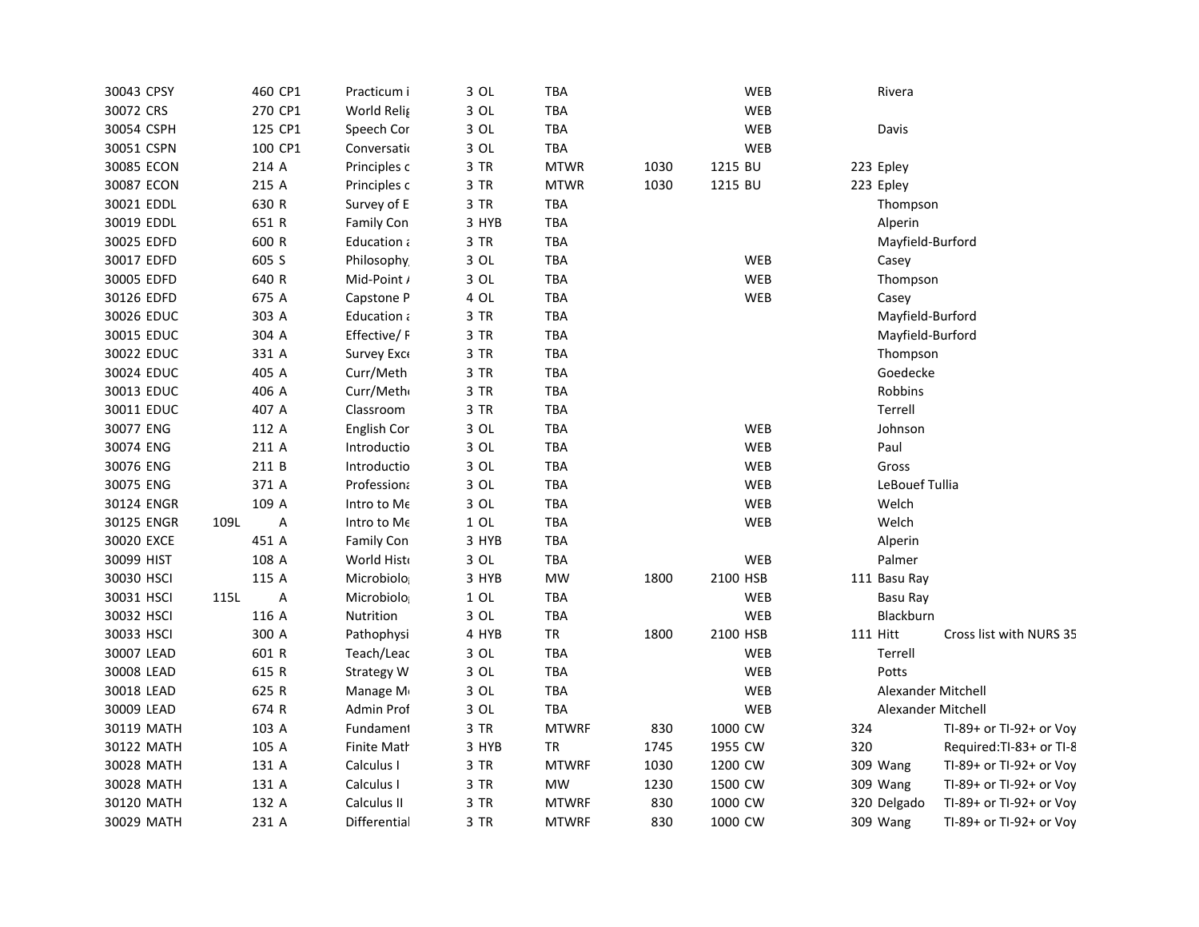| | | | | | | | | | | | | |
|---|---|---|---|---|---|---|---|---|---|---|---|---|
| 30043 | CPSY | | 460 | CP1 | Practicum i | 3 | OL | TBA | | | WEB | | Rivera | |
| 30072 | CRS | | 270 | CP1 | World Relig | 3 | OL | TBA | | | WEB | | | |
| 30054 | CSPH | | 125 | CP1 | Speech Cor | 3 | OL | TBA | | | WEB | | Davis | |
| 30051 | CSPN | | 100 | CP1 | Conversatio | 3 | OL | TBA | | | WEB | | | |
| 30085 | ECON | | 214 | A | Principles c | 3 | TR | MTWR | 1030 | 1215 | BU | 223 | Epley | |
| 30087 | ECON | | 215 | A | Principles c | 3 | TR | MTWR | 1030 | 1215 | BU | 223 | Epley | |
| 30021 | EDDL | | 630 | R | Survey of E | 3 | TR | TBA | | | | | Thompson | |
| 30019 | EDDL | | 651 | R | Family Con | 3 | HYB | TBA | | | | | Alperin | |
| 30025 | EDFD | | 600 | R | Education a | 3 | TR | TBA | | | | | Mayfield-Burford | |
| 30017 | EDFD | | 605 | S | Philosophy, | 3 | OL | TBA | | | WEB | | Casey | |
| 30005 | EDFD | | 640 | R | Mid-Point / | 3 | OL | TBA | | | WEB | | Thompson | |
| 30126 | EDFD | | 675 | A | Capstone P | 4 | OL | TBA | | | WEB | | Casey | |
| 30026 | EDUC | | 303 | A | Education a | 3 | TR | TBA | | | | | Mayfield-Burford | |
| 30015 | EDUC | | 304 | A | Effective/ F | 3 | TR | TBA | | | | | Mayfield-Burford | |
| 30022 | EDUC | | 331 | A | Survey Exce | 3 | TR | TBA | | | | | Thompson | |
| 30024 | EDUC | | 405 | A | Curr/Meth | 3 | TR | TBA | | | | | Goedecke | |
| 30013 | EDUC | | 406 | A | Curr/Meth | 3 | TR | TBA | | | | | Robbins | |
| 30011 | EDUC | | 407 | A | Classroom | 3 | TR | TBA | | | | | Terrell | |
| 30077 | ENG | | 112 | A | English Cor | 3 | OL | TBA | | | WEB | | Johnson | |
| 30074 | ENG | | 211 | A | Introductio | 3 | OL | TBA | | | WEB | | Paul | |
| 30076 | ENG | | 211 | B | Introductio | 3 | OL | TBA | | | WEB | | Gross | |
| 30075 | ENG | | 371 | A | Professiona | 3 | OL | TBA | | | WEB | | LeBouef Tullia | |
| 30124 | ENGR | | 109 | A | Intro to Me | 3 | OL | TBA | | | WEB | | Welch | |
| 30125 | ENGR | 109L | | A | Intro to Me | 1 | OL | TBA | | | WEB | | Welch | |
| 30020 | EXCE | | 451 | A | Family Con | 3 | HYB | TBA | | | | | Alperin | |
| 30099 | HIST | | 108 | A | World Histo | 3 | OL | TBA | | | WEB | | Palmer | |
| 30030 | HSCI | | 115 | A | Microbiolo | 3 | HYB | MW | 1800 | 2100 | HSB | 111 | Basu Ray | |
| 30031 | HSCI | 115L | | A | Microbiolo | 1 | OL | TBA | | | WEB | | Basu Ray | |
| 30032 | HSCI | | 116 | A | Nutrition | 3 | OL | TBA | | | WEB | | Blackburn | |
| 30033 | HSCI | | 300 | A | Pathophysi | 4 | HYB | TR | 1800 | 2100 | HSB | 111 | Hitt | Cross list with NURS 35 |
| 30007 | LEAD | | 601 | R | Teach/Lead | 3 | OL | TBA | | | WEB | | Terrell | |
| 30008 | LEAD | | 615 | R | Strategy W | 3 | OL | TBA | | | WEB | | Potts | |
| 30018 | LEAD | | 625 | R | Manage M | 3 | OL | TBA | | | WEB | | Alexander Mitchell | |
| 30009 | LEAD | | 674 | R | Admin Prof | 3 | OL | TBA | | | WEB | | Alexander Mitchell | |
| 30119 | MATH | | 103 | A | Fundament | 3 | TR | MTWRF | 830 | 1000 | CW | 324 | | TI-89+ or TI-92+ or Voy |
| 30122 | MATH | | 105 | A | Finite Math | 3 | HYB | TR | 1745 | 1955 | CW | 320 | | Required:TI-83+ or TI-8 |
| 30028 | MATH | | 131 | A | Calculus I | 3 | TR | MTWRF | 1030 | 1200 | CW | 309 | Wang | TI-89+ or TI-92+ or Voy |
| 30028 | MATH | | 131 | A | Calculus I | 3 | TR | MW | 1230 | 1500 | CW | 309 | Wang | TI-89+ or TI-92+ or Voy |
| 30120 | MATH | | 132 | A | Calculus II | 3 | TR | MTWRF | 830 | 1000 | CW | 320 | Delgado | TI-89+ or TI-92+ or Voy |
| 30029 | MATH | | 231 | A | Differential | 3 | TR | MTWRF | 830 | 1000 | CW | 309 | Wang | TI-89+ or TI-92+ or Voy |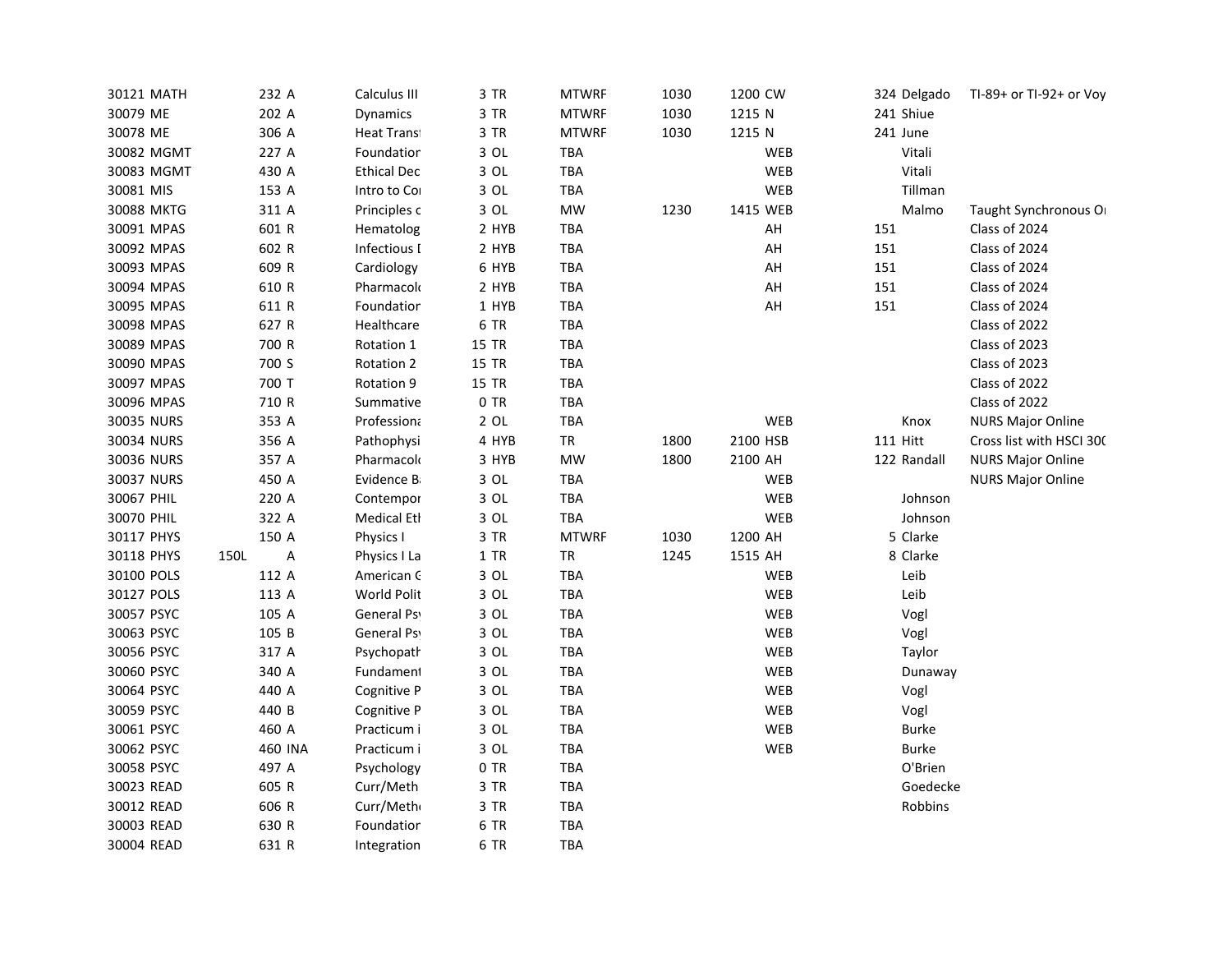| | | | | | | | | | | | | |
|---|---|---|---|---|---|---|---|---|---|---|---|---|
| 30121 | MATH | 232 | A | Calculus III | 3 | TR | MTWRF | 1030 | 1200 | CW | 324 | Delgado | TI-89+ or TI-92+ or Voy |
| 30079 | ME | 202 | A | Dynamics | 3 | TR | MTWRF | 1030 | 1215 | N | 241 | Shiue | |
| 30078 | ME | 306 | A | Heat Transi | 3 | TR | MTWRF | 1030 | 1215 | N | 241 | June | |
| 30082 | MGMT | 227 | A | Foundatior | 3 | OL | TBA | | | WEB | | Vitali | |
| 30083 | MGMT | 430 | A | Ethical Dec | 3 | OL | TBA | | | WEB | | Vitali | |
| 30081 | MIS | 153 | A | Intro to Co | 3 | OL | TBA | | | WEB | | Tillman | |
| 30088 | MKTG | 311 | A | Principles c | 3 | OL | MW | 1230 | 1415 | WEB | | Malmo | Taught Synchronous Or |
| 30091 | MPAS | 601 | R | Hematolog | 2 | HYB | TBA | | | AH | 151 | | Class of 2024 |
| 30092 | MPAS | 602 | R | Infectious I | 2 | HYB | TBA | | | AH | 151 | | Class of 2024 |
| 30093 | MPAS | 609 | R | Cardiology | 6 | HYB | TBA | | | AH | 151 | | Class of 2024 |
| 30094 | MPAS | 610 | R | Pharmacolo | 2 | HYB | TBA | | | AH | 151 | | Class of 2024 |
| 30095 | MPAS | 611 | R | Foundatior | 1 | HYB | TBA | | | AH | 151 | | Class of 2024 |
| 30098 | MPAS | 627 | R | Healthcare | 6 | TR | TBA | | | | | | Class of 2022 |
| 30089 | MPAS | 700 | R | Rotation 1 | 15 | TR | TBA | | | | | | Class of 2023 |
| 30090 | MPAS | 700 | S | Rotation 2 | 15 | TR | TBA | | | | | | Class of 2023 |
| 30097 | MPAS | 700 | T | Rotation 9 | 15 | TR | TBA | | | | | | Class of 2022 |
| 30096 | MPAS | 710 | R | Summative | 0 | TR | TBA | | | | | | Class of 2022 |
| 30035 | NURS | 353 | A | Professiona | 2 | OL | TBA | | | WEB | | Knox | NURS Major Online |
| 30034 | NURS | 356 | A | Pathophysi | 4 | HYB | TR | 1800 | 2100 | HSB | 111 | Hitt | Cross list with HSCI 30( |
| 30036 | NURS | 357 | A | Pharmacolo | 3 | HYB | MW | 1800 | 2100 | AH | 122 | Randall | NURS Major Online |
| 30037 | NURS | 450 | A | Evidence B | 3 | OL | TBA | | | WEB | | | NURS Major Online |
| 30067 | PHIL | 220 | A | Contempor | 3 | OL | TBA | | | WEB | | Johnson | |
| 30070 | PHIL | 322 | A | Medical Eth | 3 | OL | TBA | | | WEB | | Johnson | |
| 30117 | PHYS | 150 | A | Physics I | 3 | TR | MTWRF | 1030 | 1200 | AH | 5 | Clarke | |
| 30118 | PHYS | 150L | A | Physics I La | 1 | TR | TR | 1245 | 1515 | AH | 8 | Clarke | |
| 30100 | POLS | 112 | A | American G | 3 | OL | TBA | | | WEB | | Leib | |
| 30127 | POLS | 113 | A | World Polit | 3 | OL | TBA | | | WEB | | Leib | |
| 30057 | PSYC | 105 | A | General Psy | 3 | OL | TBA | | | WEB | | Vogl | |
| 30063 | PSYC | 105 | B | General Psy | 3 | OL | TBA | | | WEB | | Vogl | |
| 30056 | PSYC | 317 | A | Psychopath | 3 | OL | TBA | | | WEB | | Taylor | |
| 30060 | PSYC | 340 | A | Fundament | 3 | OL | TBA | | | WEB | | Dunaway | |
| 30064 | PSYC | 440 | A | Cognitive P | 3 | OL | TBA | | | WEB | | Vogl | |
| 30059 | PSYC | 440 | B | Cognitive P | 3 | OL | TBA | | | WEB | | Vogl | |
| 30061 | PSYC | 460 | A | Practicum i | 3 | OL | TBA | | | WEB | | Burke | |
| 30062 | PSYC | 460 | INA | Practicum i | 3 | OL | TBA | | | WEB | | Burke | |
| 30058 | PSYC | 497 | A | Psychology | 0 | TR | TBA | | | | | O'Brien | |
| 30023 | READ | 605 | R | Curr/Meth | 3 | TR | TBA | | | | | Goedecke | |
| 30012 | READ | 606 | R | Curr/Meth | 3 | TR | TBA | | | | | Robbins | |
| 30003 | READ | 630 | R | Foundatior | 6 | TR | TBA | | | | | | |
| 30004 | READ | 631 | R | Integration | 6 | TR | TBA | | | | | | |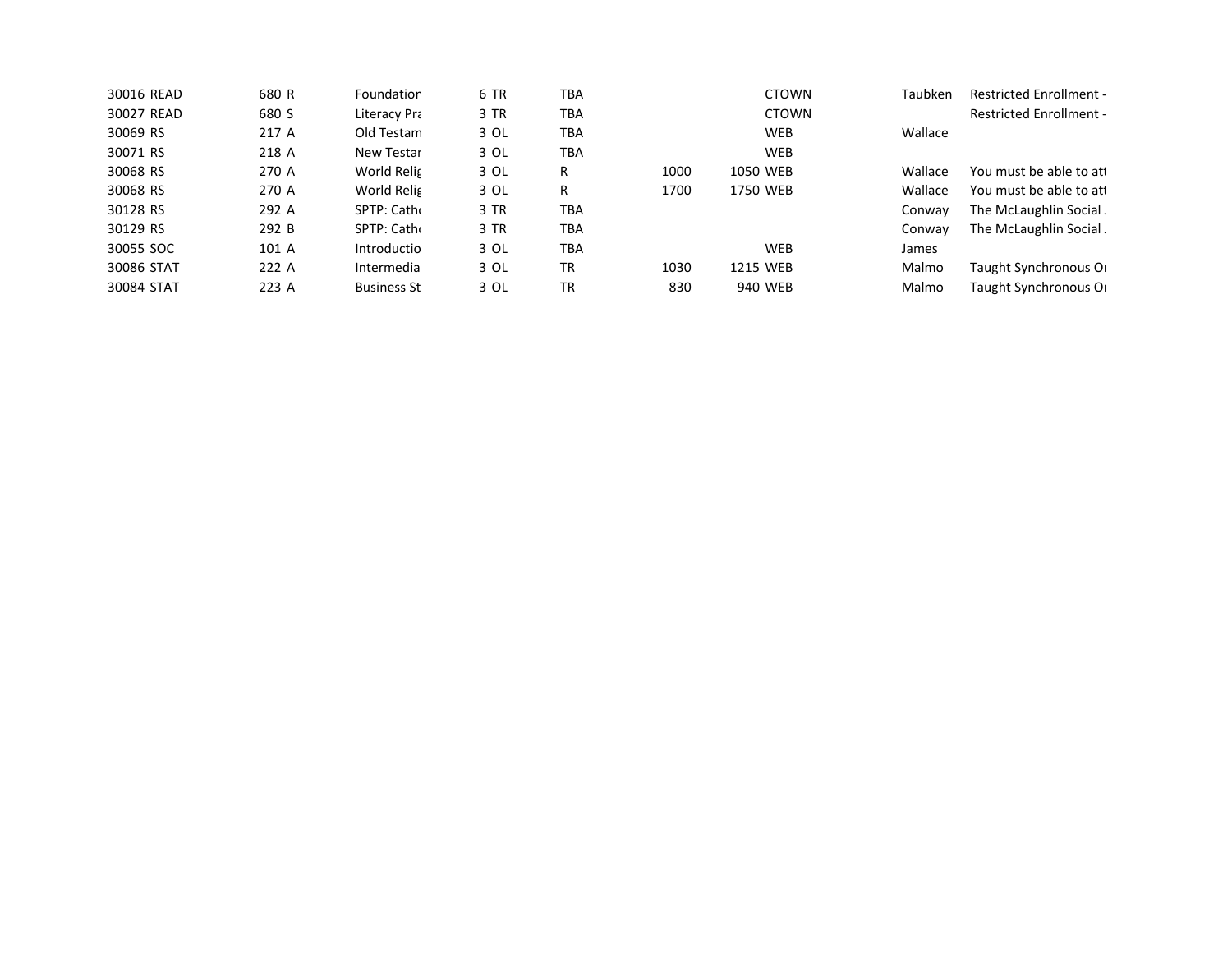| | | | | | | | | | | | |
|---|---|---|---|---|---|---|---|---|---|---|---|
| 30016 | READ | 680 | R | Foundation | 6 | TR | TBA | | | CTOWN | Taubken | Restricted Enrollment - |
| 30027 | READ | 680 | S | Literacy Pra | 3 | TR | TBA | | | CTOWN | | Restricted Enrollment - |
| 30069 | RS | 217 | A | Old Testam | 3 | OL | TBA | | | WEB | Wallace | |
| 30071 | RS | 218 | A | New Testar | 3 | OL | TBA | | | WEB | | |
| 30068 | RS | 270 | A | World Relig | 3 | OL | R | 1000 | 1050 | WEB | Wallace | You must be able to att |
| 30068 | RS | 270 | A | World Relig | 3 | OL | R | 1700 | 1750 | WEB | Wallace | You must be able to att |
| 30128 | RS | 292 | A | SPTP: Cath | 3 | TR | TBA | | | | Conway | The McLaughlin Social . |
| 30129 | RS | 292 | B | SPTP: Cath | 3 | TR | TBA | | | | Conway | The McLaughlin Social . |
| 30055 | SOC | 101 | A | Introductio | 3 | OL | TBA | | | WEB | James | |
| 30086 | STAT | 222 | A | Intermedia | 3 | OL | TR | 1030 | 1215 | WEB | Malmo | Taught Synchronous O |
| 30084 | STAT | 223 | A | Business St | 3 | OL | TR | 830 | 940 | WEB | Malmo | Taught Synchronous O |